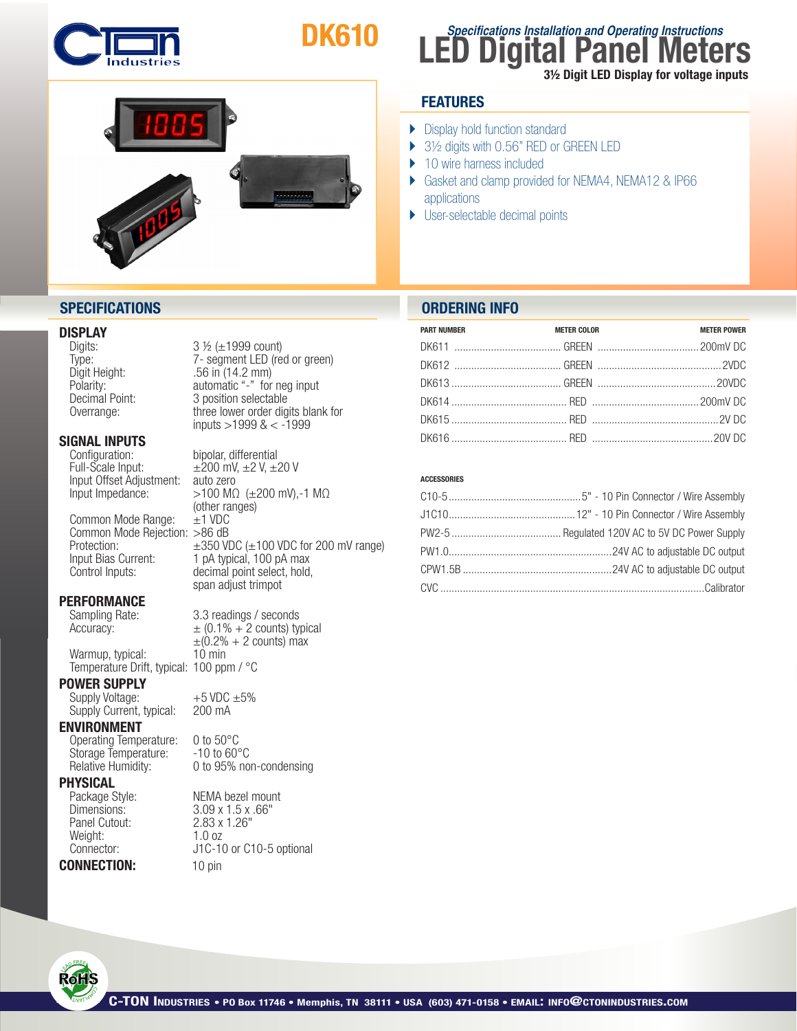# DK610

*Specifications Installation and Operating Instructions*

# LED Digital Panel Meters

**3½ Digit LED Display for voltage inputs**

## FEATURES

- Display hold function standard
- 3½ digits with 0.56" RED or GREEN LED
- 10 wire harness included
- Gasket and clamp provided for NEMA4, NEMA12 & IP66 applications
- User-selectable decimal points

## SPECIFICATIONS

### DISPLAY

| | |
|---|---|
| Digits: | 3 ½ (±1999 count) |
| Type: | 7- segment LED (red or green) |
| Digit Height: | .56 in (14.2 mm) |
| Polarity: | automatic "-" for neg input |
| Decimal Point: | 3 position selectable |
| Overrange: | three lower order digits blank for inputs >1999 & < -1999 |

### SIGNAL INPUTS

| | |
|---|---|
| Configuration: | bipolar, differential |
| Full-Scale Input: | ±200 mV, ±2 V, ±20 V |
| Input Offset Adjustment: | auto zero |
| Input Impedance: | >100 MΩ (±200 mV),-1 MΩ (other ranges) |
| Common Mode Range: | ±1 VDC |
| Common Mode Rejection: | >86 dB |
| Protection: | ±350 VDC (±100 VDC for 200 mV range) |
| Input Bias Current: | 1 pA typical, 100 pA max |
| Control Inputs: | decimal point select, hold, span adjust trimpot |

### PERFORMANCE

| | |
|---|---|
| Sampling Rate: | 3.3 readings / seconds |
| Accuracy: | ± (0.1% + 2 counts) typical<br>±(0.2% + 2 counts) max |
| Warmup, typical: | 10 min |
| Temperature Drift, typical: | 100 ppm / °C |

### POWER SUPPLY

| | |
|---|---|
| Supply Voltage: | +5 VDC ±5% |
| Supply Current, typical: | 200 mA |

### ENVIRONMENT

| | |
|---|---|
| Operating Temperature: | 0 to 50°C |
| Storage Temperature: | -10 to 60°C |
| Relative Humidity: | 0 to 95% non-condensing |

### PHYSICAL

| | |
|---|---|
| Package Style: | NEMA bezel mount |
| Dimensions: | 3.09 x 1.5 x .66" |
| Panel Cutout: | 2.83 x 1.26" |
| Weight: | 1.0 oz |
| Connector: | J1C-10 or C10-5 optional |

**CONNECTION:** 10 pin

## ORDERING INFO

| PART NUMBER | METER COLOR | METER POWER |
|---|---|---|
| DK611 | GREEN | 200mV DC |
| DK612 | GREEN | 2VDC |
| DK613 | GREEN | 20VDC |
| DK614 | RED | 200mV DC |
| DK615 | RED | 2V DC |
| DK616 | RED | 20V DC |

**ACCESSORIES**

| | |
|---|---|
| C10-5 | 5" - 10 Pin Connector / Wire Assembly |
| J1C10 | 12" - 10 Pin Connector / Wire Assembly |
| PW2-5 | Regulated 120V AC to 5V DC Power Supply |
| PW1.0 | 24V AC to adjustable DC output |
| CPW1.5B | 24V AC to adjustable DC output |
| CVC | Calibrator |

C-TON INDUSTRIES • PO Box 11746 • Memphis, TN 38111 • USA (603) 471-0158 • EMAIL: INFO@CTONINDUSTRIES.COM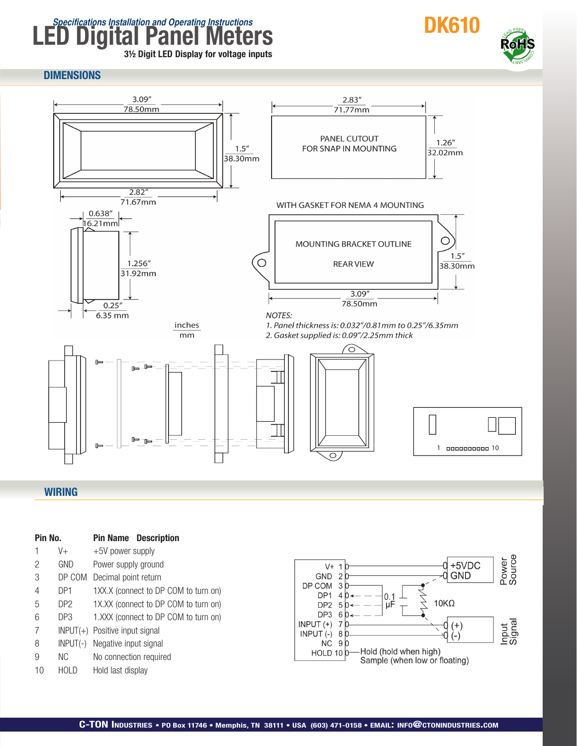*Specifications Installation and Operating Instructions*

# LED Digital Panel Meters

**3½ Digit LED Display for voltage inputs**

**DK610**

## DIMENSIONS

3.09″
78.50mm

1.5″
38.30mm

2.82″
71.67mm

2.83″
71.77mm

PANEL CUTOUT
FOR SNAP IN MOUNTING

1.26″
32.02mm

0.638″
16.21mm

1.256″
31.92mm

0.25″
6.35 mm

inches
mm

WITH GASKET FOR NEMA 4 MOUNTING

MOUNTING BRACKET OUTLINE

REAR VIEW

1.5″
38.30mm

3.09″
78.50mm

*NOTES:*

*1. Panel thickness is: 0.032″/0.81mm to 0.25″/6.35mm*

*2. Gasket supplied is: 0.09″/2.25mm thick*

1 10

## WIRING

| Pin No. | Pin Name | Description |
|---|---|---|
| 1 | V+ | +5V power supply |
| 2 | GND | Power supply ground |
| 3 | DP COM | Decimal point return |
| 4 | DP1 | 1XX.X (connect to DP COM to turn on) |
| 5 | DP2 | 1X.XX (connect to DP COM to turn on) |
| 6 | DP3 | 1.XXX (connect to DP COM to turn on) |
| 7 | INPUT(+) | Positive input signal |
| 8 | INPUT(-) | Negative input signal |
| 9 | NC | No connection required |
| 10 | HOLD | Hold last display |

V+ 1
GND 2
DP COM 3
DP1 4
DP2 5
DP3 6
INPUT (+) 7
INPUT (-) 8
NC 9
HOLD 10

+5VDC
GND
Power Source

0.1 µF
10KΩ

(+)
(-)
Input Signal

Hold (hold when high)
Sample (when low or floating)

C-TON Industries • PO Box 11746 • Memphis, TN 38111 • USA (603) 471-0158 • EMAIL: INFO@CTONINDUSTRIES.COM